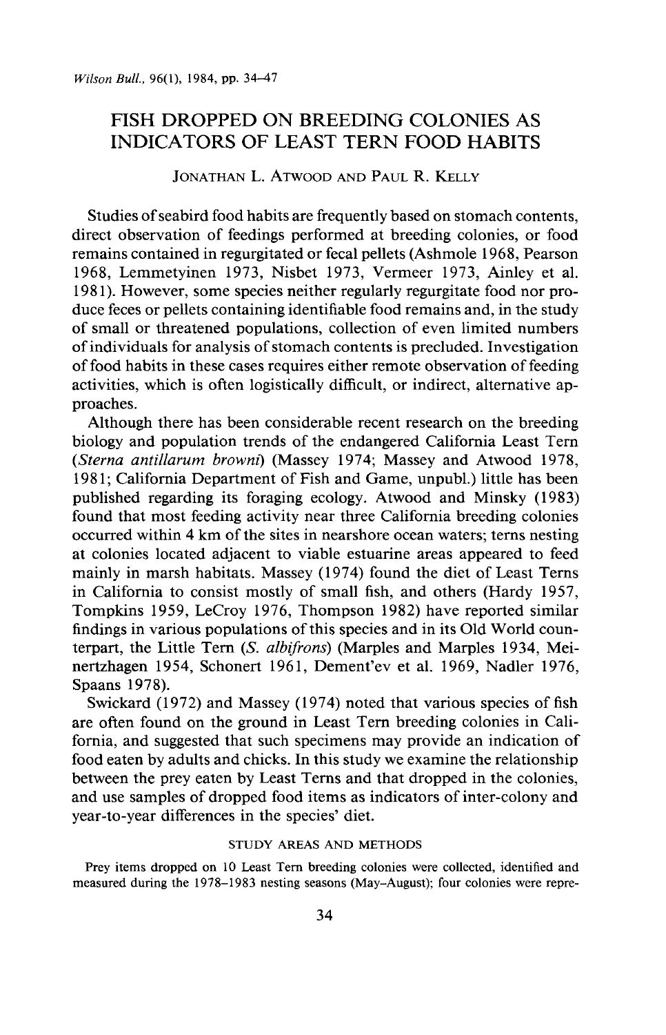# FISH DROPPED ON BREEDING COLONIES AS INDICATORS OF LEAST TERN FOOD HABITS

JONATHAN L. ATWOOD AND PAUL R. KELLY

Studies of seabird food habits are frequently based on stomach contents, direct observation of feedings performed at breeding colonies, or food remains contained in regurgitated or fecal pellets (Ashmole 1968, Pearson 1968, Lemmetyinen 1973, Nisbet 1973, Vermeer 1973, Ainley et al. 1981). However, some species neither regularly regurgitate food nor produce feces or pellets containing identifiable food remains and, in the study of small or threatened populations, collection of even limited numbers of individuals for analysis of stomach contents is precluded. Investigation of food habits in these cases requires either remote observation of feeding activities, which is often logistically difficult, or indirect, alternative approaches.

Although there has been considerable recent research on the breeding biology and population trends of the endangered California Least Tern (*Sterna antillarum browni*) (Massey 1974; Massey and Atwood 1978, 1981; California Department of Fish and Game, unpubl.) little has been published regarding its foraging ecology. Atwood and Minsky (1983) found that most feeding activity near three California breeding colonies occurred within 4 km of the sites in nearshore ocean waters; terns nesting at colonies located adjacent to viable estuarine areas appeared to feed mainly in marsh habitats. Massey (1974) found the diet of Least Terns in California to consist mostly of small fish, and others (Hardy 1957, Tompkins 1959, LeCroy 1976, Thompson 1982) have reported similar findings in various populations of this species and in its Old World counterpart, the Little Tern (*S. albifrons*) (Marples and Marples 1934, Meinertzhagen 1954, Schonert 1961, Dement'ev et al. 1969, Nadler 1976, Spaans 1978).

Swickard (1972) and Massey (1974) noted that various species of fish are often found on the ground in Least Tern breeding colonies in California, and suggested that such specimens may provide an indication of food eaten by adults and chicks. In this study we examine the relationship between the prey eaten by Least Terns and that dropped in the colonies, and use samples of dropped food items as indicators of inter-colony and year-to-year differences in the species' diet.

## STUDY AREAS AND METHODS

Prey items dropped on 10 Least Tern breeding colonies were collected, identified and measured during the 1978–1983 nesting seasons (May–August); four colonies were repre-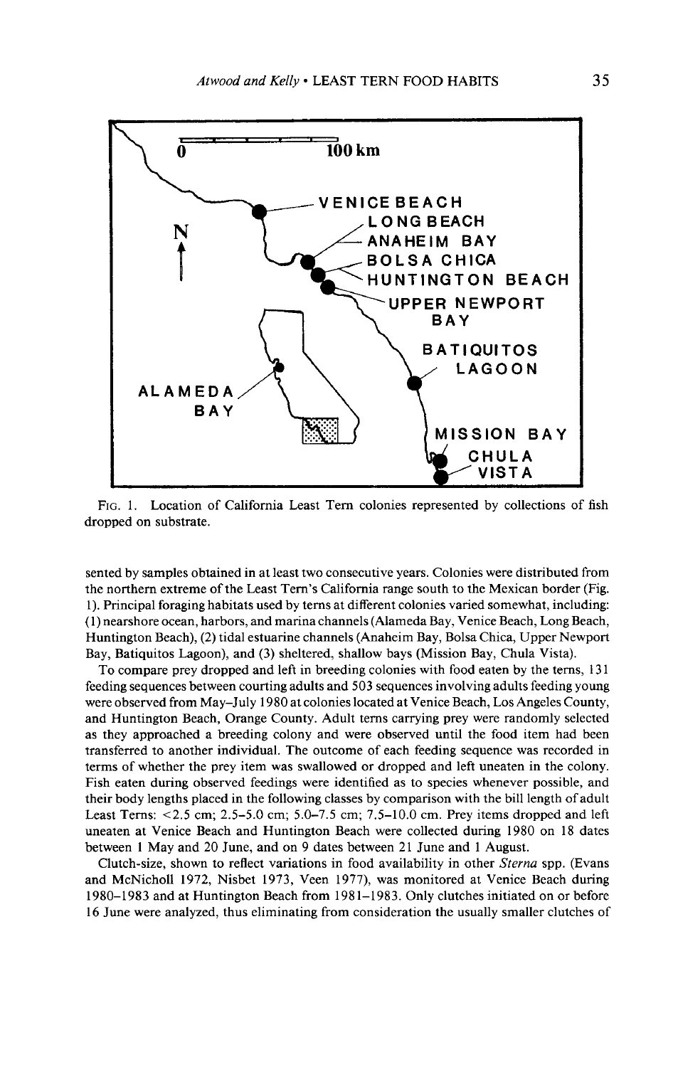FIG. 1. Location of California Least Tern colonies represented by collections of fish dropped on substrate.

sented by samples obtained in at least two consecutive years. Colonies were distributed from the northern extreme of the Least Tern's California range south to the Mexican border (Fig. 1). Principal foraging habitats used by terns at different colonies varied somewhat, including: (1) nearshore ocean, harbors, and marina channels (Alameda Bay, Venice Beach, Long Beach, Huntington Beach), (2) tidal estuarine channels (Anaheim Bay, Bolsa Chica, Upper Newport Bay, Batiquitos Lagoon), and (3) sheltered, shallow bays (Mission Bay, Chula Vista).

To compare prey dropped and left in breeding colonies with food eaten by the terns, 131 feeding sequences between courting adults and 503 sequences involving adults feeding young were observed from May–July 1980 at colonies located at Venice Beach, Los Angeles County, and Huntington Beach, Orange County. Adult terns carrying prey were randomly selected as they approached a breeding colony and were observed until the food item had been transferred to another individual. The outcome of each feeding sequence was recorded in terms of whether the prey item was swallowed or dropped and left uneaten in the colony. Fish eaten during observed feedings were identified as to species whenever possible, and their body lengths placed in the following classes by comparison with the bill length of adult Least Terns: <2.5 cm; 2.5–5.0 cm; 5.0–7.5 cm; 7.5–10.0 cm. Prey items dropped and left uneaten at Venice Beach and Huntington Beach were collected during 1980 on 18 dates between 1 May and 20 June, and on 9 dates between 21 June and 1 August.

Clutch-size, shown to reflect variations in food availability in other *Sterna* spp. (Evans and McNicholl 1972, Nisbet 1973, Veen 1977), was monitored at Venice Beach during 1980–1983 and at Huntington Beach from 1981–1983. Only clutches initiated on or before 16 June were analyzed, thus eliminating from consideration the usually smaller clutches of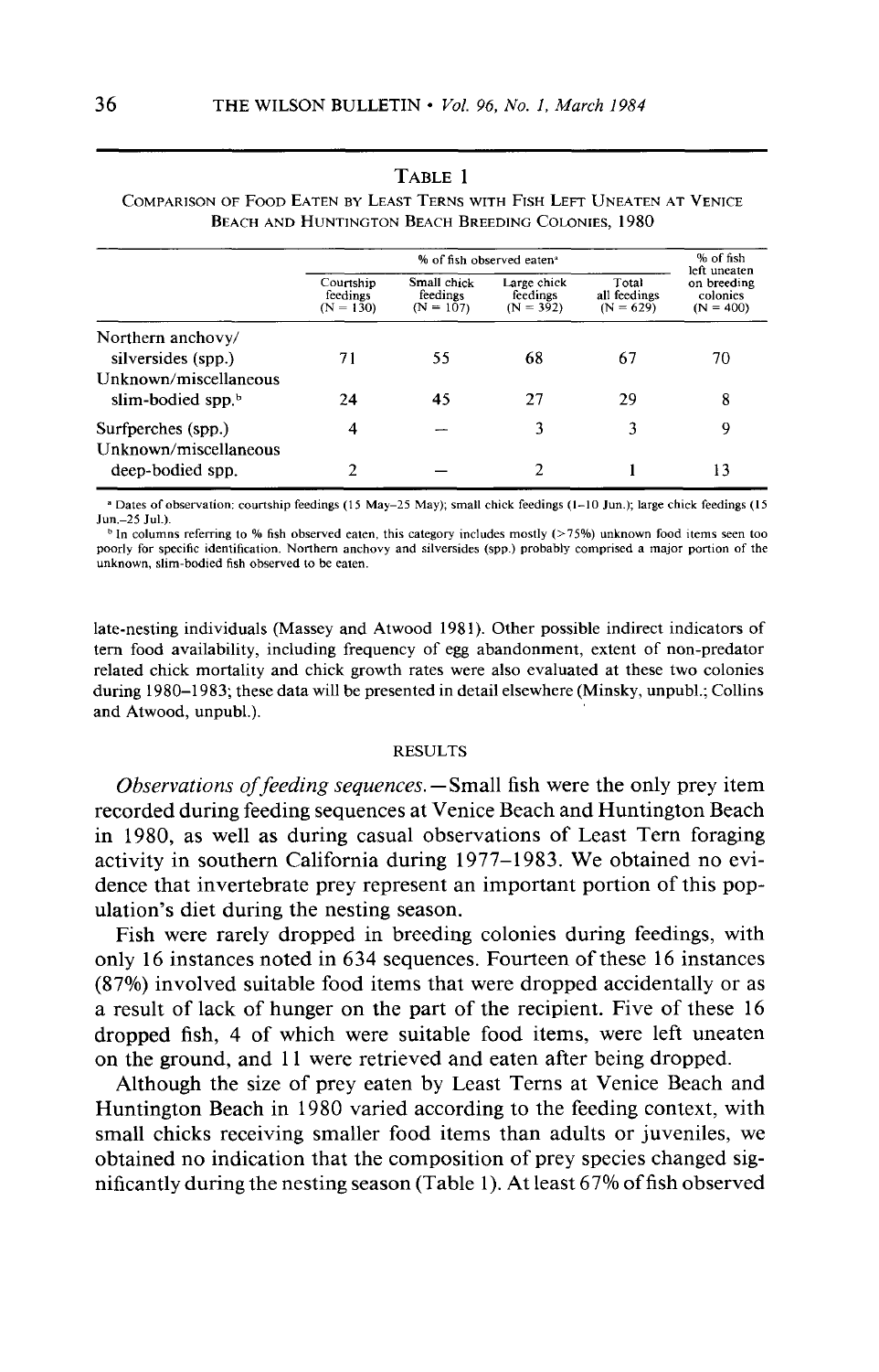**TABLE 1**

COMPARISON OF FOOD EATEN BY LEAST TERNS WITH FISH LEFT UNEATEN AT VENICE BEACH AND HUNTINGTON BEACH BREEDING COLONIES, 1980

| | % of fish observed eaten[a] | | | | % of fish left uneaten on breeding colonies (N = 400) |
|---|---|---|---|---|---|
| | Courtship feedings (N = 130) | Small chick feedings (N = 107) | Large chick feedings (N = 392) | Total all feedings (N = 629) | |
| Northern anchovy/ silversides (spp.) | 71 | 55 | 68 | 67 | 70 |
| Unknown/miscellaneous slim-bodied spp.[b] | 24 | 45 | 27 | 29 | 8 |
| Surfperches (spp.) | 4 | — | 3 | 3 | 9 |
| Unknown/miscellaneous deep-bodied spp. | 2 | — | 2 | 1 | 13 |

[a] Dates of observation: courtship feedings (15 May–25 May); small chick feedings (1–10 Jun.); large chick feedings (15 Jun.–25 Jul.).

[b] In columns referring to % fish observed eaten, this category includes mostly (>75%) unknown food items seen too poorly for specific identification. Northern anchovy and silversides (spp.) probably comprised a major portion of the unknown, slim-bodied fish observed to be eaten.

late-nesting individuals (Massey and Atwood 1981). Other possible indirect indicators of tern food availability, including frequency of egg abandonment, extent of non-predator related chick mortality and chick growth rates were also evaluated at these two colonies during 1980–1983; these data will be presented in detail elsewhere (Minsky, unpubl.; Collins and Atwood, unpubl.).

## RESULTS

*Observations of feeding sequences.*—Small fish were the only prey item recorded during feeding sequences at Venice Beach and Huntington Beach in 1980, as well as during casual observations of Least Tern foraging activity in southern California during 1977–1983. We obtained no evidence that invertebrate prey represent an important portion of this population's diet during the nesting season.

Fish were rarely dropped in breeding colonies during feedings, with only 16 instances noted in 634 sequences. Fourteen of these 16 instances (87%) involved suitable food items that were dropped accidentally or as a result of lack of hunger on the part of the recipient. Five of these 16 dropped fish, 4 of which were suitable food items, were left uneaten on the ground, and 11 were retrieved and eaten after being dropped.

Although the size of prey eaten by Least Terns at Venice Beach and Huntington Beach in 1980 varied according to the feeding context, with small chicks receiving smaller food items than adults or juveniles, we obtained no indication that the composition of prey species changed significantly during the nesting season (Table 1). At least 67% of fish observed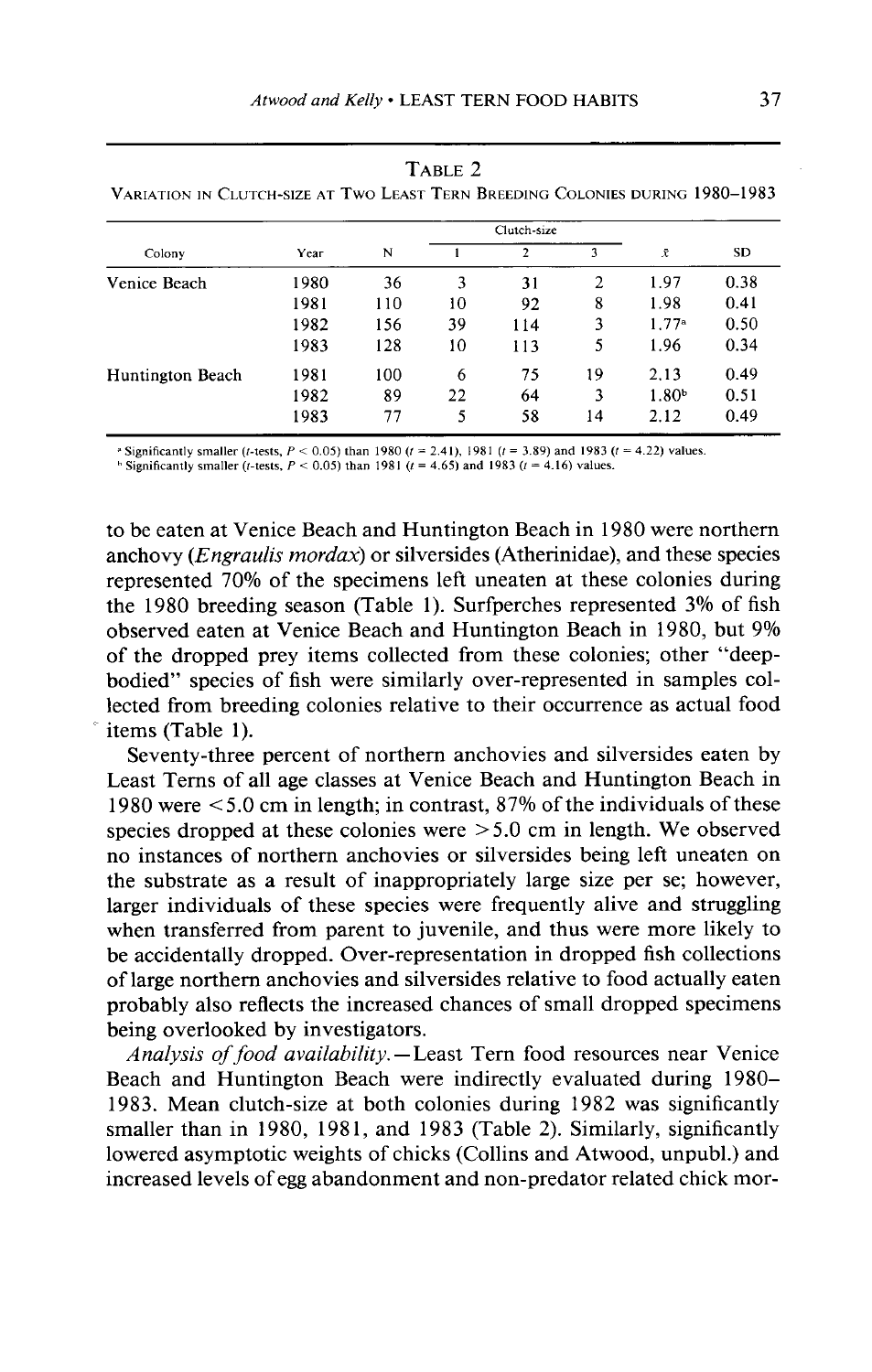Table 2

Variation in Clutch-size at Two Least Tern Breeding Colonies during 1980–1983

| Colony | Year | N | Clutch-size | | | $\bar{x}$ | SD |
|---|---|---|---|---|---|---|---|
| | | | 1 | 2 | 3 | | |
| Venice Beach | 1980 | 36 | 3 | 31 | 2 | 1.97 | 0.38 |
| | 1981 | 110 | 10 | 92 | 8 | 1.98 | 0.41 |
| | 1982 | 156 | 39 | 114 | 3 | 1.77[a] | 0.50 |
| | 1983 | 128 | 10 | 113 | 5 | 1.96 | 0.34 |
| Huntington Beach | 1981 | 100 | 6 | 75 | 19 | 2.13 | 0.49 |
| | 1982 | 89 | 22 | 64 | 3 | 1.80[b] | 0.51 |
| | 1983 | 77 | 5 | 58 | 14 | 2.12 | 0.49 |

[a] Significantly smaller ($t$-tests, $P < 0.05$) than 1980 ($t = 2.41$), 1981 ($t = 3.89$) and 1983 ($t = 4.22$) values.
[b] Significantly smaller ($t$-tests, $P < 0.05$) than 1981 ($t = 4.65$) and 1983 ($t = 4.16$) values.

to be eaten at Venice Beach and Huntington Beach in 1980 were northern anchovy (*Engraulis mordax*) or silversides (Atherinidae), and these species represented 70% of the specimens left uneaten at these colonies during the 1980 breeding season (Table 1). Surfperches represented 3% of fish observed eaten at Venice Beach and Huntington Beach in 1980, but 9% of the dropped prey items collected from these colonies; other "deep-bodied" species of fish were similarly over-represented in samples collected from breeding colonies relative to their occurrence as actual food items (Table 1).

Seventy-three percent of northern anchovies and silversides eaten by Least Terns of all age classes at Venice Beach and Huntington Beach in 1980 were <5.0 cm in length; in contrast, 87% of the individuals of these species dropped at these colonies were >5.0 cm in length. We observed no instances of northern anchovies or silversides being left uneaten on the substrate as a result of inappropriately large size per se; however, larger individuals of these species were frequently alive and struggling when transferred from parent to juvenile, and thus were more likely to be accidentally dropped. Over-representation in dropped fish collections of large northern anchovies and silversides relative to food actually eaten probably also reflects the increased chances of small dropped specimens being overlooked by investigators.

*Analysis of food availability.*—Least Tern food resources near Venice Beach and Huntington Beach were indirectly evaluated during 1980–1983. Mean clutch-size at both colonies during 1982 was significantly smaller than in 1980, 1981, and 1983 (Table 2). Similarly, significantly lowered asymptotic weights of chicks (Collins and Atwood, unpubl.) and increased levels of egg abandonment and non-predator related chick mor-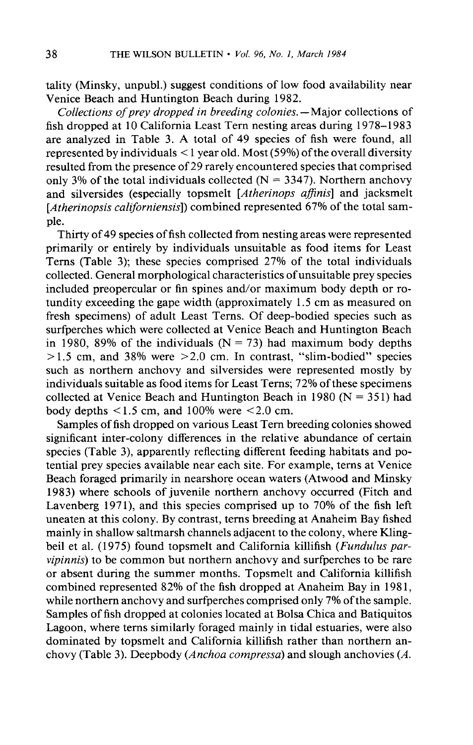tality (Minsky, unpubl.) suggest conditions of low food availability near Venice Beach and Huntington Beach during 1982.

*Collections of prey dropped in breeding colonies.*—Major collections of fish dropped at 10 California Least Tern nesting areas during 1978–1983 are analyzed in Table 3. A total of 49 species of fish were found, all represented by individuals < 1 year old. Most (59%) of the overall diversity resulted from the presence of 29 rarely encountered species that comprised only 3% of the total individuals collected (N = 3347). Northern anchovy and silversides (especially topsmelt [*Atherinops affinis*] and jacksmelt [*Atherinopsis californiensis*]) combined represented 67% of the total sample.

Thirty of 49 species of fish collected from nesting areas were represented primarily or entirely by individuals unsuitable as food items for Least Terns (Table 3); these species comprised 27% of the total individuals collected. General morphological characteristics of unsuitable prey species included preopercular or fin spines and/or maximum body depth or rotundity exceeding the gape width (approximately 1.5 cm as measured on fresh specimens) of adult Least Terns. Of deep-bodied species such as surfperches which were collected at Venice Beach and Huntington Beach in 1980, 89% of the individuals (N = 73) had maximum body depths >1.5 cm, and 38% were >2.0 cm. In contrast, "slim-bodied" species such as northern anchovy and silversides were represented mostly by individuals suitable as food items for Least Terns; 72% of these specimens collected at Venice Beach and Huntington Beach in 1980 (N = 351) had body depths <1.5 cm, and 100% were <2.0 cm.

Samples of fish dropped on various Least Tern breeding colonies showed significant inter-colony differences in the relative abundance of certain species (Table 3), apparently reflecting different feeding habitats and potential prey species available near each site. For example, terns at Venice Beach foraged primarily in nearshore ocean waters (Atwood and Minsky 1983) where schools of juvenile northern anchovy occurred (Fitch and Lavenberg 1971), and this species comprised up to 70% of the fish left uneaten at this colony. By contrast, terns breeding at Anaheim Bay fished mainly in shallow saltmarsh channels adjacent to the colony, where Klingbeil et al. (1975) found topsmelt and California killifish (*Fundulus parvipinnis*) to be common but northern anchovy and surfperches to be rare or absent during the summer months. Topsmelt and California killifish combined represented 82% of the fish dropped at Anaheim Bay in 1981, while northern anchovy and surfperches comprised only 7% of the sample. Samples of fish dropped at colonies located at Bolsa Chica and Batiquitos Lagoon, where terns similarly foraged mainly in tidal estuaries, were also dominated by topsmelt and California killifish rather than northern anchovy (Table 3). Deepbody (*Anchoa compressa*) and slough anchovies (*A.*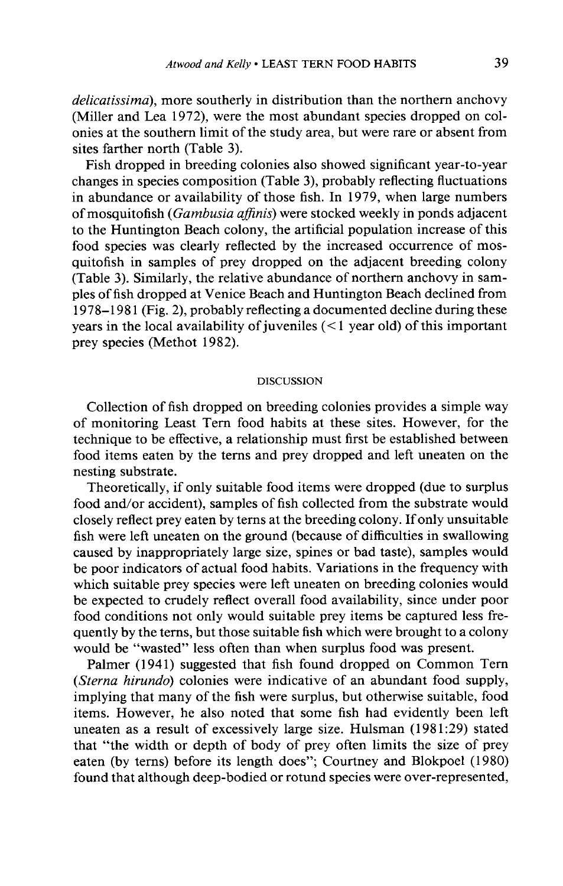*delicatissima*), more southerly in distribution than the northern anchovy (Miller and Lea 1972), were the most abundant species dropped on colonies at the southern limit of the study area, but were rare or absent from sites farther north (Table 3).

Fish dropped in breeding colonies also showed significant year-to-year changes in species composition (Table 3), probably reflecting fluctuations in abundance or availability of those fish. In 1979, when large numbers of mosquitofish (*Gambusia affinis*) were stocked weekly in ponds adjacent to the Huntington Beach colony, the artificial population increase of this food species was clearly reflected by the increased occurrence of mosquitofish in samples of prey dropped on the adjacent breeding colony (Table 3). Similarly, the relative abundance of northern anchovy in samples of fish dropped at Venice Beach and Huntington Beach declined from 1978–1981 (Fig. 2), probably reflecting a documented decline during these years in the local availability of juveniles (<1 year old) of this important prey species (Methot 1982).

## DISCUSSION

Collection of fish dropped on breeding colonies provides a simple way of monitoring Least Tern food habits at these sites. However, for the technique to be effective, a relationship must first be established between food items eaten by the terns and prey dropped and left uneaten on the nesting substrate.

Theoretically, if only suitable food items were dropped (due to surplus food and/or accident), samples of fish collected from the substrate would closely reflect prey eaten by terns at the breeding colony. If only unsuitable fish were left uneaten on the ground (because of difficulties in swallowing caused by inappropriately large size, spines or bad taste), samples would be poor indicators of actual food habits. Variations in the frequency with which suitable prey species were left uneaten on breeding colonies would be expected to crudely reflect overall food availability, since under poor food conditions not only would suitable prey items be captured less frequently by the terns, but those suitable fish which were brought to a colony would be "wasted" less often than when surplus food was present.

Palmer (1941) suggested that fish found dropped on Common Tern (*Sterna hirundo*) colonies were indicative of an abundant food supply, implying that many of the fish were surplus, but otherwise suitable, food items. However, he also noted that some fish had evidently been left uneaten as a result of excessively large size. Hulsman (1981:29) stated that "the width or depth of body of prey often limits the size of prey eaten (by terns) before its length does"; Courtney and Blokpoel (1980) found that although deep-bodied or rotund species were over-represented,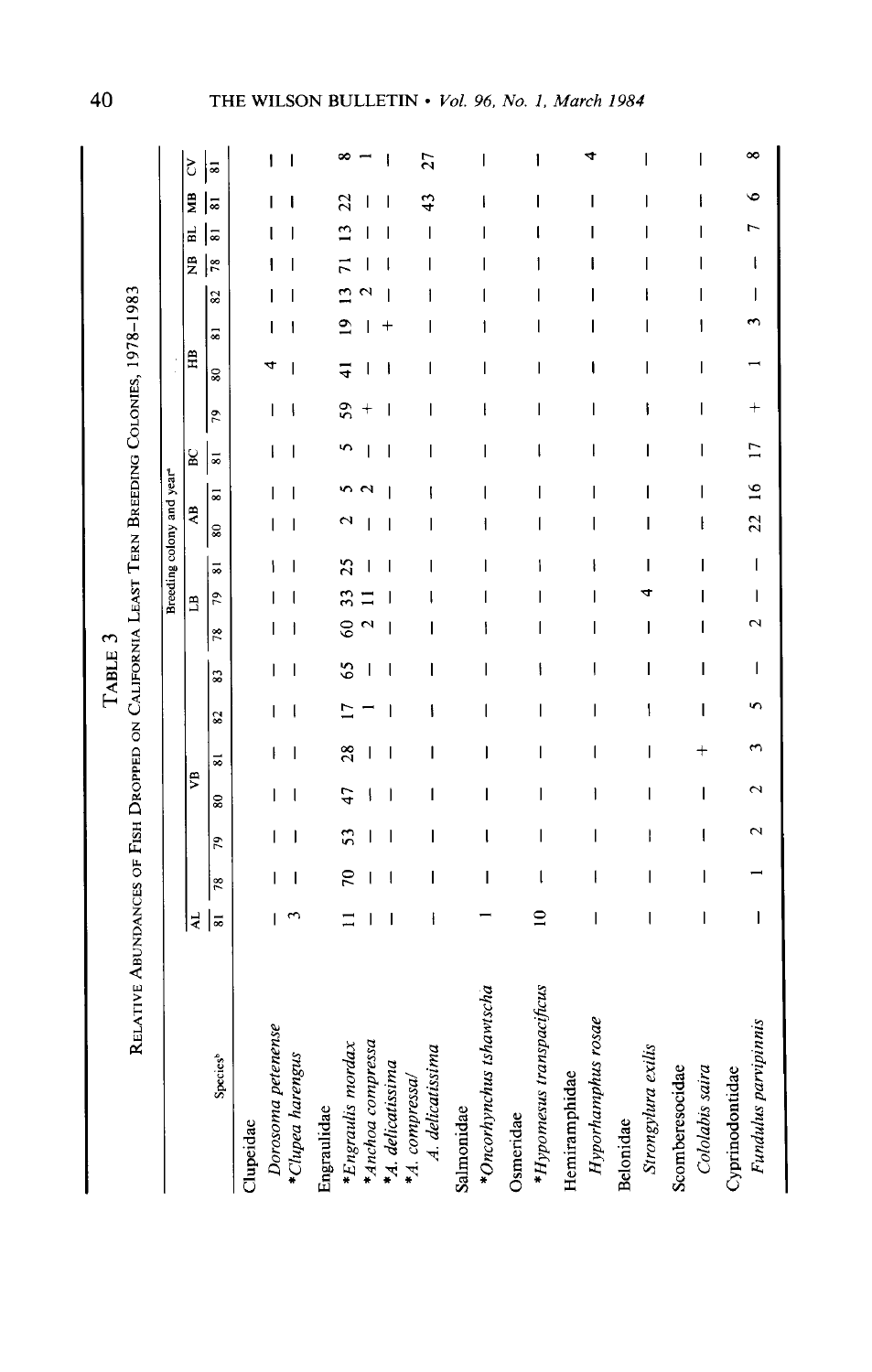TABLE 3

RELATIVE ABUNDANCES OF FISH DROPPED ON CALIFORNIA LEAST TERN BREEDING COLONIES, 1978–1983

| Species[b] | Breeding colony and year[a] | | | | | | | | | | | | | | | | | | | | |
|---|---|---|---|---|---|---|---|---|---|---|---|---|---|---|---|---|---|---|---|---|---|
| | AL | VB | | | | | | LB | | | AB | | BC | HB | | | | NB | BL | MB | CV |
| | 81 | 78 | 79 | 80 | 81 | 82 | 83 | 78 | 79 | 81 | 80 | 81 | 81 | 79 | 80 | 81 | 82 | 78 | 81 | 81 | 81 |
| Clupeidae | | | | | | | | | | | | | | | | | | | | | |
| *Dorosoma petenense* | – | – | – | – | – | – | – | – | – | – | – | – | – | – | 4 | – | – | – | – | – | – |
| **Clupea harengus* | 3 | – | – | – | – | – | – | – | – | – | – | – | – | – | – | – | – | – | – | – | – |
| Engraulidae | | | | | | | | | | | | | | | | | | | | | |
| **Engraulis mordax* | 11 | 70 | 53 | 47 | 28 | 17 | 65 | 60 | 33 | 25 | 2 | 5 | 5 | 59 | 41 | 19 | 13 | 71 | 13 | 22 | 8 |
| **Anchoa compressa* | – | – | – | – | – | 1 | – | 2 | 11 | – | – | 2 | – | + | – | – | 2 | – | – | – | 1 |
| **A. delicatissima* | – | – | – | – | – | – | – | – | – | – | – | – | – | – | – | + | – | – | – | – | – |
| **A. compressa/ A. delicatissima* | – | – | – | – | – | – | – | – | – | – | – | – | – | – | – | – | – | – | – | 43 | 27 |
| Salmonidae | | | | | | | | | | | | | | | | | | | | | |
| **Oncorhynchus tshawtscha* | 1 | – | – | – | – | – | – | – | – | – | – | – | – | – | – | – | – | – | – | – | – |
| Osmeridae | | | | | | | | | | | | | | | | | | | | | |
| **Hypomesus transpacificus* | 10 | – | – | – | – | – | – | – | – | – | – | – | – | – | – | – | – | – | – | – | – |
| Hemiramphidae | | | | | | | | | | | | | | | | | | | | | |
| *Hyporhamphus rosae* | – | – | – | – | – | – | – | – | – | – | – | – | – | – | – | – | – | – | – | – | 4 |
| Belonidae | | | | | | | | | | | | | | | | | | | | | |
| *Strongylura exilis* | – | – | – | – | – | – | – | – | 4 | – | – | – | – | – | – | – | – | – | – | – | – |
| Scomberesocidae | | | | | | | | | | | | | | | | | | | | | |
| *Cololabis saira* | – | – | – | – | + | – | – | – | – | – | – | – | – | – | – | – | – | – | – | – | – |
| Cyprinodontidae | | | | | | | | | | | | | | | | | | | | | |
| *Fundulus parvipinnis* | – | 1 | 2 | 2 | 3 | 5 | – | 2 | – | – | 22 | 16 | 17 | + | 1 | 3 | – | – | 7 | 6 | 8 |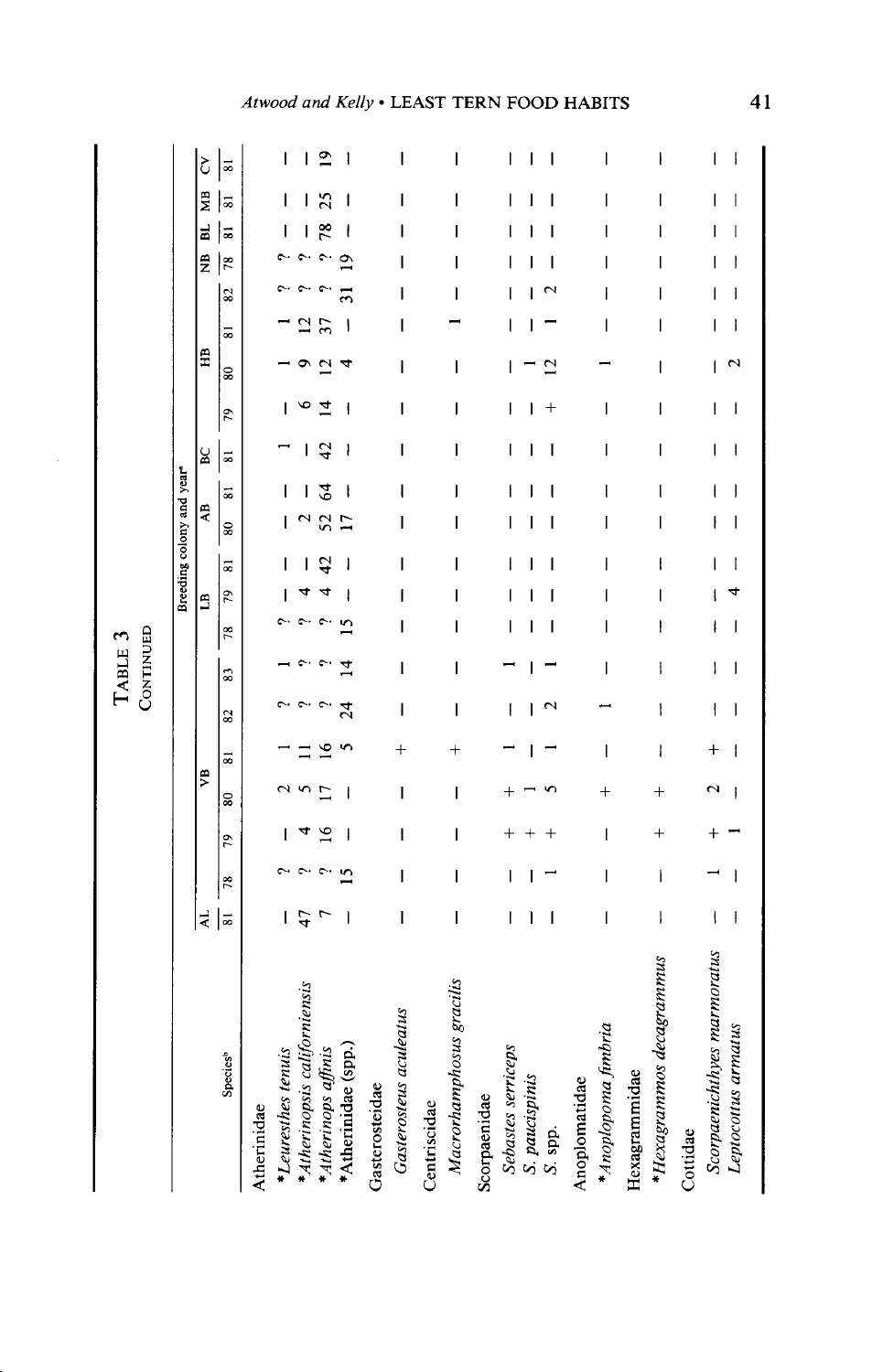**Table 3**
**Continued**

| Species[b] | AL | VB | | | | | | LB | | | AB | | BC | HB | | | | NB | BL | MB | CV |
|---|---|---|---|---|---|---|---|---|---|---|---|---|---|---|---|---|---|---|---|---|---|
| | Breeding colony and year[a] | | | | | | | | | | | | | | | | | | | | |
| | 81 | 78 | 79 | 80 | 81 | 82 | 83 | 78 | 79 | 81 | 80 | 81 | 81 | 79 | 80 | 81 | 82 | 78 | 81 | 81 | 81 |
| Atherinidae | | | | | | | | | | | | | | | | | | | | | |
| **Leuresthes tenuis* | — | ? | — | 2 | 1 | ? | 1 | ? | — | — | — | — | 1 | — | 1 | 1 | ? | ? | — | — | — |
| **Atherinopsis californiensis* | 47 | ? | 4 | 5 | 11 | ? | ? | ? | 4 | — | 2 | — | — | 6 | 9 | 12 | ? | ? | — | — | — |
| **Atherinops affinis* | 7 | ? | 16 | 17 | 16 | ? | ? | ? | 4 | 42 | 52 | 64 | 42 | 14 | 12 | 37 | ? | ? | 78 | 25 | 19 |
| *Atherinidae (spp.) | — | 15 | — | — | 5 | 24 | 14 | 15 | — | — | 17 | — | — | — | 4 | — | 31 | 19 | — | — | — |
| Gasterosteidae | | | | | | | | | | | | | | | | | | | | | |
| *Gasterosteus aculeatus* | — | — | — | — | + | — | — | — | — | — | — | — | — | — | — | — | — | — | — | — | — |
| Centriscidae | | | | | | | | | | | | | | | | | | | | | |
| *Macrorhamphosus gracilis* | — | — | — | — | + | — | — | — | — | — | — | — | — | — | — | 1 | — | — | — | — | — |
| Scorpaenidae | | | | | | | | | | | | | | | | | | | | | |
| *Sebastes serriceps* | — | — | + | + | 1 | — | 1 | — | — | — | — | — | — | — | — | — | — | — | — | — | — |
| *S. paucispinis* | — | — | + | 1 | — | — | — | — | — | — | — | — | — | — | 1 | — | — | — | — | — | — |
| *S.* spp. | — | 1 | + | 5 | 1 | 2 | 1 | — | — | — | — | — | — | + | 12 | 1 | 2 | — | — | — | — |
| Anoplomatidae | | | | | | | | | | | | | | | | | | | | | |
| **Anoplopoma fimbria* | — | — | — | + | — | 1 | — | — | — | — | — | — | — | — | 1 | — | — | — | — | — | — |
| Hexagrammidae | | | | | | | | | | | | | | | | | | | | | |
| **Hexagrammos decagrammus* | — | — | + | + | — | — | — | — | — | — | — | — | — | — | — | — | — | — | — | — | — |
| Cottidae | | | | | | | | | | | | | | | | | | | | | |
| *Scorpaenichthyes marmoratus* | — | 1 | + | 2 | + | — | — | — | — | — | — | — | — | — | — | — | — | — | — | — | — |
| *Leptocottus armatus* | — | — | 1 | — | — | — | — | — | 4 | — | — | — | — | — | 2 | — | — | — | — | — | — |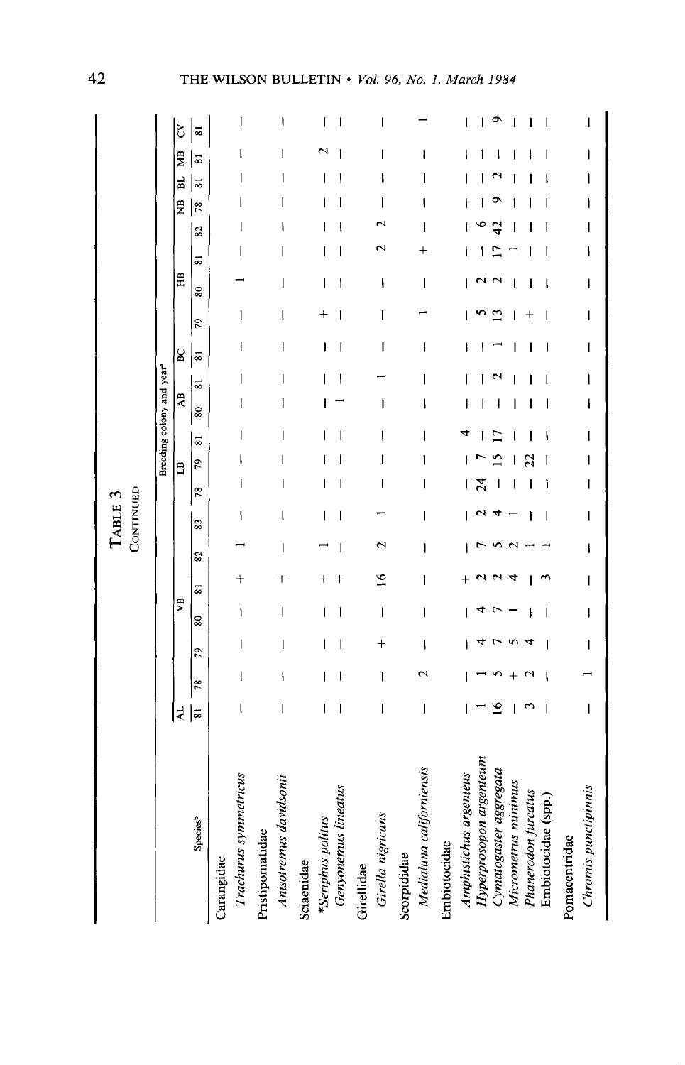**TABLE 3**
**CONTINUED**

| Species[b] | Breeding colony and year[a] | | | | | | | | | | | | | | | | | | | | |
|---|---|---|---|---|---|---|---|---|---|---|---|---|---|---|---|---|---|---|---|---|---|
| | AL | VB | | | | | | LB | | | AB | | BC | HB | | | | NB | BL | MB | CV |
| | 81 | 78 | 79 | 80 | 81 | 82 | 83 | 78 | 79 | 81 | 80 | 81 | 81 | 79 | 80 | 81 | 82 | 78 | 81 | 81 | 81 |
| Carangidae | | | | | | | | | | | | | | | | | | | | | |
| *Trachurus symmetricus* | — | — | — | — | + | 1 | — | — | — | — | — | — | — | — | 1 | — | — | — | — | — | — |
| Pristipomatidae | | | | | | | | | | | | | | | | | | | | | |
| *Anisotremus davidsonii* | — | — | — | — | + | — | — | — | — | — | — | — | — | — | — | — | — | — | — | — | — |
| Sciaenidae | | | | | | | | | | | | | | | | | | | | | |
| **Seriphus politus* | — | — | — | — | + | 1 | — | — | — | — | — | — | — | + | — | — | — | — | — | 2 | — |
| *Genyonemus lineatus* | — | — | — | — | + | — | — | — | — | — | 1 | — | — | — | — | — | — | — | — | — | — |
| Girellidae | | | | | | | | | | | | | | | | | | | | | |
| *Girella nigricans* | — | — | + | — | 16 | 2 | 1 | — | — | — | — | 1 | — | — | — | 2 | 2 | — | — | — | — |
| Scorpididae | | | | | | | | | | | | | | | | | | | | | |
| *Medialuna californiensis* | — | 2 | — | — | — | — | — | — | — | — | — | — | — | 1 | — | + | — | — | — | — | 1 |
| Embiotocidae | | | | | | | | | | | | | | | | | | | | | |
| *Amphistichus argenteus* | — | — | — | — | + | — | — | — | — | 4 | — | — | — | — | — | — | — | — | — | — | — |
| *Hyperprosopon argenteum* | 1 | 1 | 4 | 4 | 2 | 7 | 2 | 24 | 7 | — | — | — | — | 5 | 2 | — | 6 | — | — | — | — |
| *Cymatogaster aggregata* | 16 | 5 | 7 | 7 | 2 | 5 | 4 | — | 15 | 17 | — | 2 | 1 | 13 | 2 | 17 | 42 | 9 | 2 | — | 9 |
| *Micrometrus minimus* | — | + | 5 | 1 | 4 | 2 | 1 | — | — | — | — | — | — | — | — | 1 | — | — | — | — | — |
| *Phanerodon furcatus* | 3 | 2 | 4 | — | — | 1 | — | — | 22 | — | — | — | — | + | — | — | — | — | — | — | — |
| Embiotocidae (spp.) | — | — | — | — | 3 | 1 | — | — | — | — | — | — | — | — | — | — | — | — | — | — | — |
| Pomacentridae | | | | | | | | | | | | | | | | | | | | | |
| *Chromis punctipinnis* | — | 1 | — | — | — | — | — | — | — | — | — | — | — | — | — | — | — | — | — | — | — |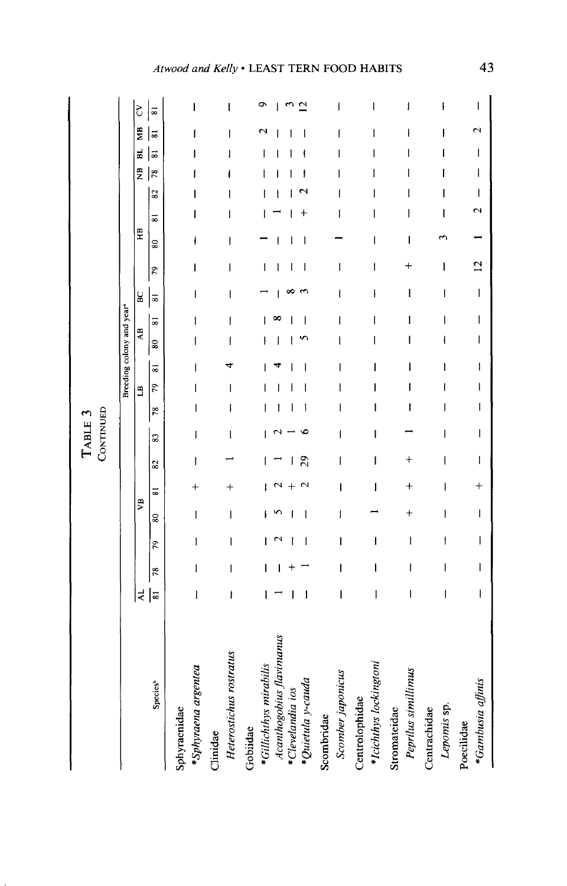TABLE 3
CONTINUED

| Species[b] | Breeding colony and year[a] | | | | | | | | | | | | | | | | | | | | |
|---|---|---|---|---|---|---|---|---|---|---|---|---|---|---|---|---|---|---|---|---|---|
| | AL | VB | | | | | | LB | | | AB | | BC | HB | | | | NB | BL | MB | CV |
| | 81 | 78 | 79 | 80 | 81 | 82 | 83 | 78 | 79 | 81 | 80 | 81 | 81 | 79 | 80 | 81 | 82 | 78 | 81 | 81 | 81 |
| Sphyraenidae | | | | | | | | | | | | | | | | | | | | | |
| **Sphyraena argentea* | — | — | — | — | + | — | — | — | — | — | — | — | — | — | — | — | — | — | — | — | — |
| Clinidae | | | | | | | | | | | | | | | | | | | | | |
| *Heterostichus rostratus* | — | — | — | — | + | 1 | — | — | — | 4 | — | — | — | — | — | — | — | — | — | — | — |
| Gobiidae | | | | | | | | | | | | | | | | | | | | | |
| **Gillichthys mirabilis* | — | — | — | — | — | — | — | — | — | — | — | — | 1 | — | 1 | — | — | — | — | 2 | 9 |
| *Acanthogobius flavimanus* | 1 | — | 2 | 5 | 2 | 1 | 2 | — | — | 4 | — | 8 | — | — | — | 1 | — | — | — | — | — |
| **Clevelandia ios* | — | + | — | — | + | — | 1 | — | — | — | — | — | 8 | — | — | — | — | — | — | — | 3 |
| **Quietula y-cauda* | — | 1 | — | — | 2 | 29 | 6 | — | — | — | 5 | — | 3 | — | — | + | 2 | — | — | — | 12 |
| Scombridae | | | | | | | | | | | | | | | | | | | | | |
| *Scomber japonicus* | — | — | — | — | — | — | — | — | — | — | — | — | — | — | 1 | — | — | — | — | — | — |
| Centrolophidae | | | | | | | | | | | | | | | | | | | | | |
| **Icichthys lockingtoni* | — | — | — | 1 | — | — | — | — | — | — | — | — | — | — | — | — | — | — | — | — | — |
| Stromateidae | | | | | | | | | | | | | | | | | | | | | |
| *Peprilus simillimus* | — | — | — | + | + | + | 1 | — | — | — | — | — | — | + | — | — | — | — | — | — | — |
| Centrachidae | | | | | | | | | | | | | | | | | | | | | |
| *Lepomis* sp. | — | — | — | — | — | — | — | — | — | — | — | — | — | — | 3 | — | — | — | — | — | — |
| Poecilidae | | | | | | | | | | | | | | | | | | | | | |
| **Gambusia affinis* | — | — | — | — | + | — | — | — | — | — | — | — | — | 12 | 1 | 2 | — | — | — | 2 | — |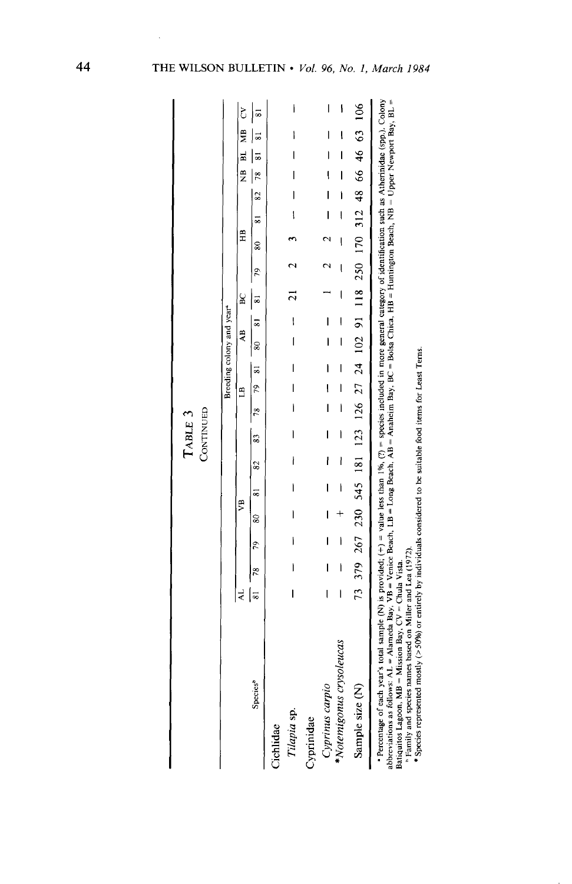**Table 3**

**Continued**

| Species[b] | Breeding colony and year[a] | | | | | | | | | | | | | | | | | | | | |
|---|---|---|---|---|---|---|---|---|---|---|---|---|---|---|---|---|---|---|---|---|---|
| | AL | VB | | | | | | LB | | | AB | | BC | HB | | | | NB | BL | MB | CV |
| | 81 | 78 | 79 | 80 | 81 | 82 | 83 | 78 | 79 | 81 | 80 | 81 | 81 | 79 | 80 | 81 | 82 | 78 | 81 | 81 | 81 |
| Cichlidae | | | | | | | | | | | | | | | | | | | | | |
| *Tilapia* sp. | — | — | — | — | — | — | — | — | — | — | — | — | 21 | 2 | 3 | — | — | — | — | — | — |
| Cyprinidae | | | | | | | | | | | | | | | | | | | | | |
| *Cyprinus carpio* | — | — | — | — | — | — | — | — | — | — | — | — | 1 | 2 | 2 | — | — | — | — | — | — |
| **Notemigonus crysoleucas* | — | — | — | + | — | — | — | — | — | — | — | — | — | — | — | — | — | — | — | — | — |
| Sample size (N) | 73 | 379 | 267 | 230 | 545 | 181 | 123 | 126 | 27 | 24 | 102 | 91 | 118 | 250 | 170 | 312 | 48 | 66 | 46 | 63 | 106 |

[a] Percentage of each year's total sample (N) is provided; (+) = value less than 1%, (?) = species included in more general category of identification such as Atherinidae (spp.). Colony abbreviations as follows: AL = Alameda Bay, VB = Venice Beach, LB = Long Beach, AB = Anaheim Bay, BC = Bolsa Chica, HB = Huntington Beach, NB = Upper Newport Bay, BL = Batiquitos Lagoon, MB = Mission Bay, CV = Chula Vista.

[b] Family and species names based on Miller and Lea (1972).

\* Species represented mostly (>50%) or entirely by individuals considered to be suitable food items for Least Terns.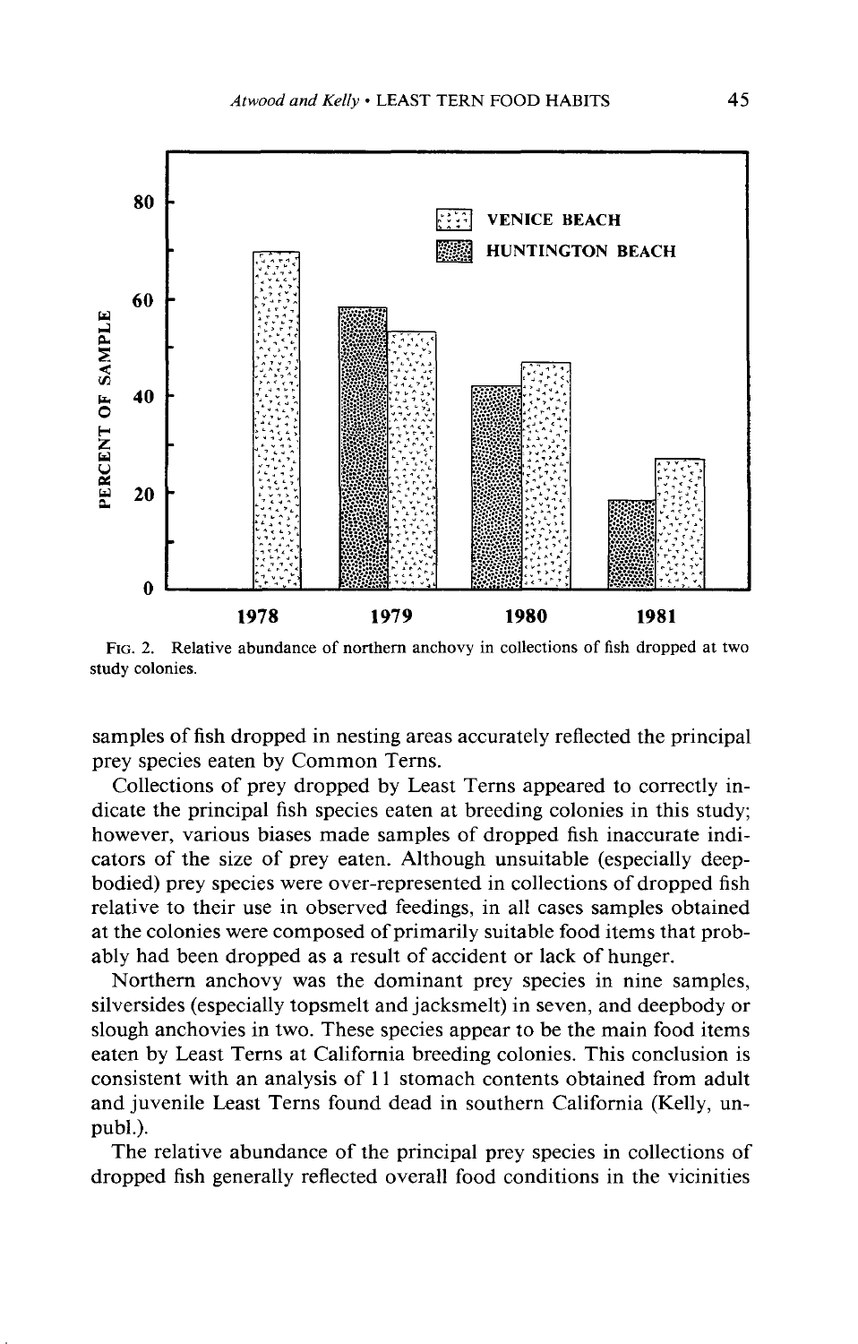FIG. 2. Relative abundance of northern anchovy in collections of fish dropped at two study colonies.

samples of fish dropped in nesting areas accurately reflected the principal prey species eaten by Common Terns.

Collections of prey dropped by Least Terns appeared to correctly indicate the principal fish species eaten at breeding colonies in this study; however, various biases made samples of dropped fish inaccurate indicators of the size of prey eaten. Although unsuitable (especially deep-bodied) prey species were over-represented in collections of dropped fish relative to their use in observed feedings, in all cases samples obtained at the colonies were composed of primarily suitable food items that probably had been dropped as a result of accident or lack of hunger.

Northern anchovy was the dominant prey species in nine samples, silversides (especially topsmelt and jacksmelt) in seven, and deepbody or slough anchovies in two. These species appear to be the main food items eaten by Least Terns at California breeding colonies. This conclusion is consistent with an analysis of 11 stomach contents obtained from adult and juvenile Least Terns found dead in southern California (Kelly, unpubl.).

The relative abundance of the principal prey species in collections of dropped fish generally reflected overall food conditions in the vicinities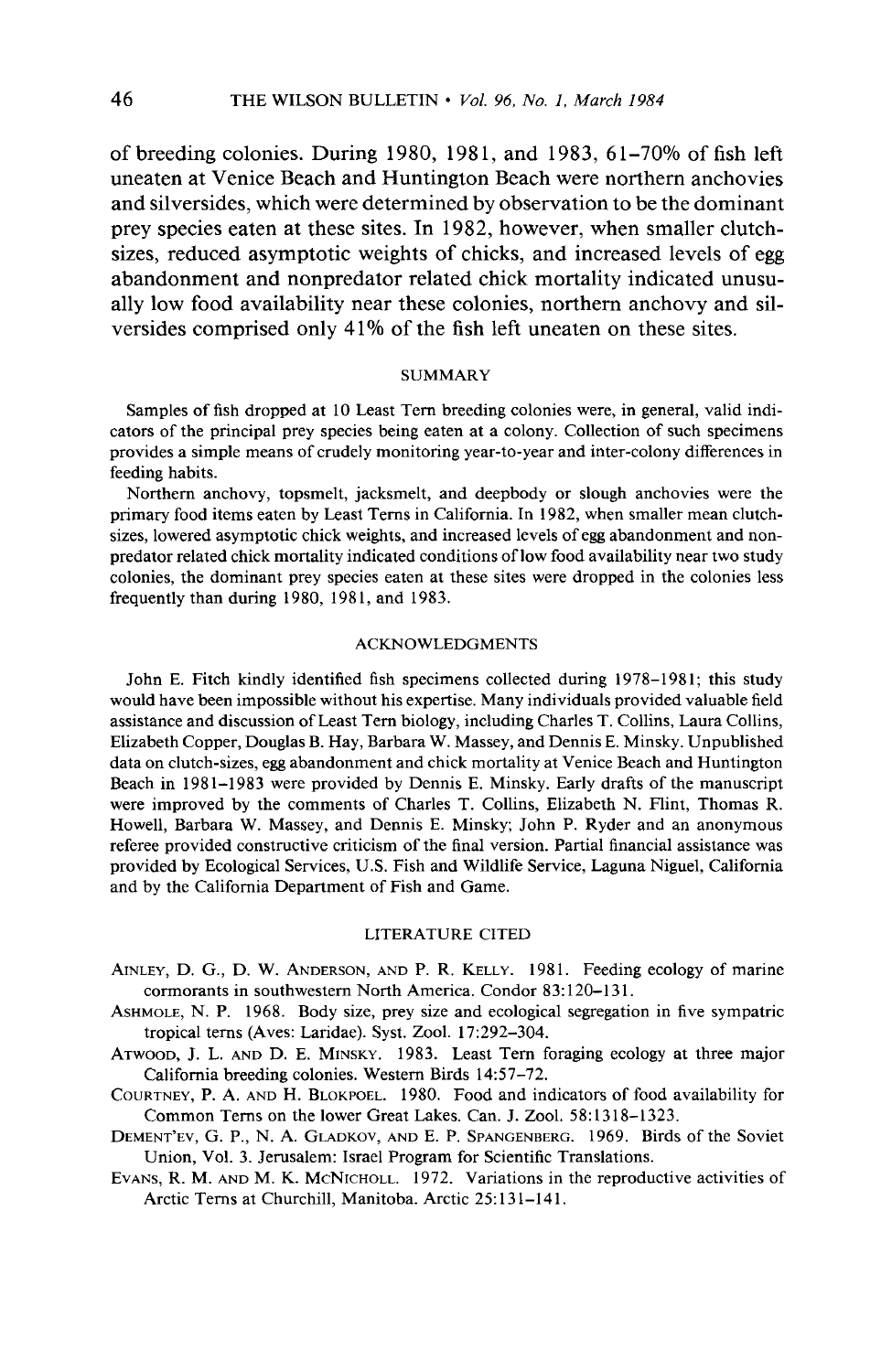of breeding colonies. During 1980, 1981, and 1983, 61–70% of fish left uneaten at Venice Beach and Huntington Beach were northern anchovies and silversides, which were determined by observation to be the dominant prey species eaten at these sites. In 1982, however, when smaller clutch-sizes, reduced asymptotic weights of chicks, and increased levels of egg abandonment and nonpredator related chick mortality indicated unusually low food availability near these colonies, northern anchovy and silversides comprised only 41% of the fish left uneaten on these sites.

## SUMMARY

Samples of fish dropped at 10 Least Tern breeding colonies were, in general, valid indicators of the principal prey species being eaten at a colony. Collection of such specimens provides a simple means of crudely monitoring year-to-year and inter-colony differences in feeding habits.

Northern anchovy, topsmelt, jacksmelt, and deepbody or slough anchovies were the primary food items eaten by Least Terns in California. In 1982, when smaller mean clutch-sizes, lowered asymptotic chick weights, and increased levels of egg abandonment and non-predator related chick mortality indicated conditions of low food availability near two study colonies, the dominant prey species eaten at these sites were dropped in the colonies less frequently than during 1980, 1981, and 1983.

## ACKNOWLEDGMENTS

John E. Fitch kindly identified fish specimens collected during 1978–1981; this study would have been impossible without his expertise. Many individuals provided valuable field assistance and discussion of Least Tern biology, including Charles T. Collins, Laura Collins, Elizabeth Copper, Douglas B. Hay, Barbara W. Massey, and Dennis E. Minsky. Unpublished data on clutch-sizes, egg abandonment and chick mortality at Venice Beach and Huntington Beach in 1981–1983 were provided by Dennis E. Minsky. Early drafts of the manuscript were improved by the comments of Charles T. Collins, Elizabeth N. Flint, Thomas R. Howell, Barbara W. Massey, and Dennis E. Minsky; John P. Ryder and an anonymous referee provided constructive criticism of the final version. Partial financial assistance was provided by Ecological Services, U.S. Fish and Wildlife Service, Laguna Niguel, California and by the California Department of Fish and Game.

## LITERATURE CITED

AINLEY, D. G., D. W. ANDERSON, AND P. R. KELLY. 1981. Feeding ecology of marine cormorants in southwestern North America. Condor 83:120–131.

ASHMOLE, N. P. 1968. Body size, prey size and ecological segregation in five sympatric tropical terns (Aves: Laridae). Syst. Zool. 17:292–304.

ATWOOD, J. L. AND D. E. MINSKY. 1983. Least Tern foraging ecology at three major California breeding colonies. Western Birds 14:57–72.

COURTNEY, P. A. AND H. BLOKPOEL. 1980. Food and indicators of food availability for Common Terns on the lower Great Lakes. Can. J. Zool. 58:1318–1323.

DEMENT'EV, G. P., N. A. GLADKOV, AND E. P. SPANGENBERG. 1969. Birds of the Soviet Union, Vol. 3. Jerusalem: Israel Program for Scientific Translations.

EVANS, R. M. AND M. K. MCNICHOLL. 1972. Variations in the reproductive activities of Arctic Terns at Churchill, Manitoba. Arctic 25:131–141.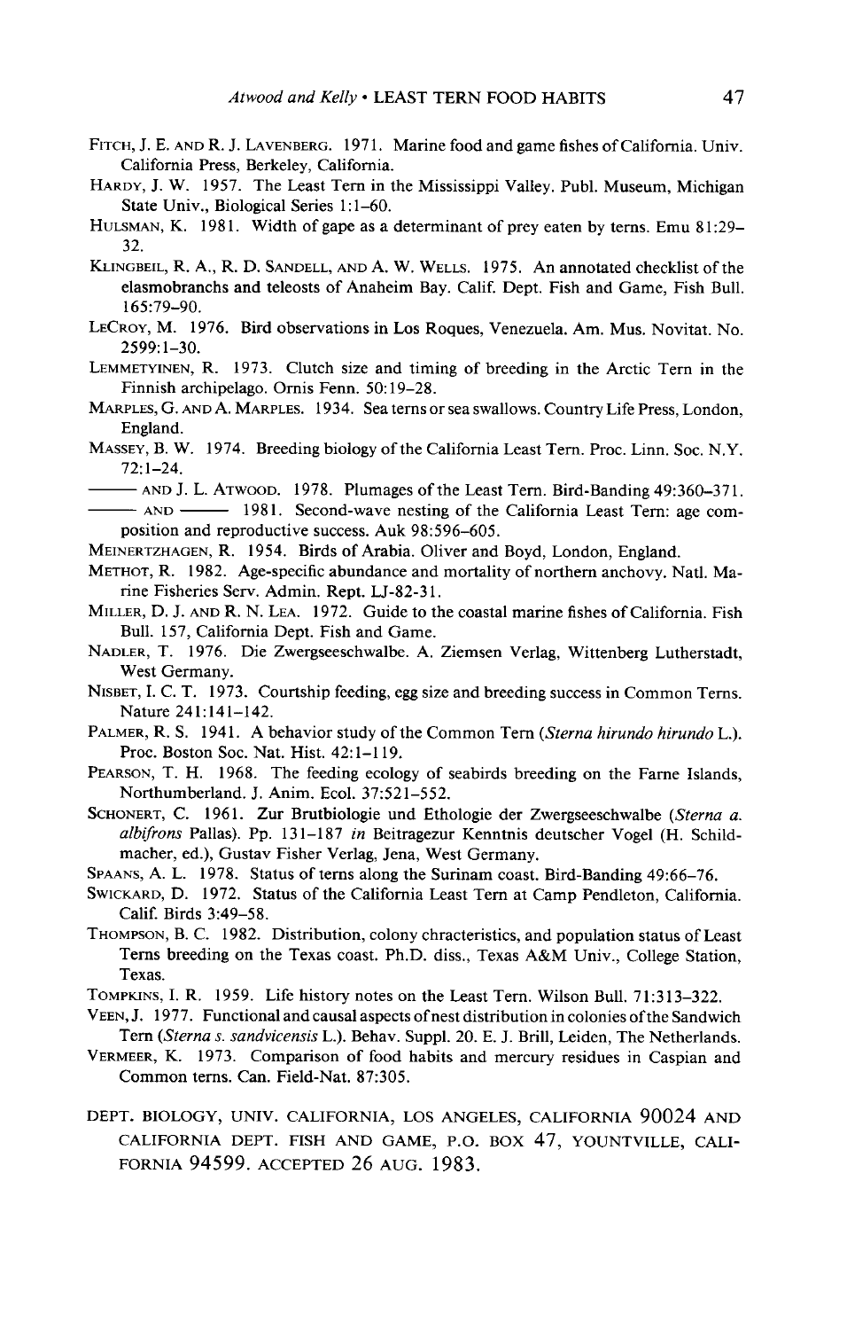FITCH, J. E. AND R. J. LAVENBERG. 1971. Marine food and game fishes of California. Univ. California Press, Berkeley, California.

HARDY, J. W. 1957. The Least Tern in the Mississippi Valley. Publ. Museum, Michigan State Univ., Biological Series 1:1–60.

HULSMAN, K. 1981. Width of gape as a determinant of prey eaten by terns. Emu 81:29–32.

KLINGBEIL, R. A., R. D. SANDELL, AND A. W. WELLS. 1975. An annotated checklist of the elasmobranchs and teleosts of Anaheim Bay. Calif. Dept. Fish and Game, Fish Bull. 165:79–90.

LECROY, M. 1976. Bird observations in Los Roques, Venezuela. Am. Mus. Novitat. No. 2599:1–30.

LEMMETYINEN, R. 1973. Clutch size and timing of breeding in the Arctic Tern in the Finnish archipelago. Ornis Fenn. 50:19–28.

MARPLES, G. AND A. MARPLES. 1934. Sea terns or sea swallows. Country Life Press, London, England.

MASSEY, B. W. 1974. Breeding biology of the California Least Tern. Proc. Linn. Soc. N.Y. 72:1–24.

——— AND J. L. ATWOOD. 1978. Plumages of the Least Tern. Bird-Banding 49:360–371.

——— AND ——— 1981. Second-wave nesting of the California Least Tern: age composition and reproductive success. Auk 98:596–605.

MEINERTZHAGEN, R. 1954. Birds of Arabia. Oliver and Boyd, London, England.

METHOT, R. 1982. Age-specific abundance and mortality of northern anchovy. Natl. Marine Fisheries Serv. Admin. Rept. LJ-82-31.

MILLER, D. J. AND R. N. LEA. 1972. Guide to the coastal marine fishes of California. Fish Bull. 157, California Dept. Fish and Game.

NADLER, T. 1976. Die Zwergseeschwalbe. A. Ziemsen Verlag, Wittenberg Lutherstadt, West Germany.

NISBET, I. C. T. 1973. Courtship feeding, egg size and breeding success in Common Terns. Nature 241:141–142.

PALMER, R. S. 1941. A behavior study of the Common Tern (*Sterna hirundo hirundo* L.). Proc. Boston Soc. Nat. Hist. 42:1–119.

PEARSON, T. H. 1968. The feeding ecology of seabirds breeding on the Farne Islands, Northumberland. J. Anim. Ecol. 37:521–552.

SCHONERT, C. 1961. Zur Brutbiologie und Ethologie der Zwergseeschwalbe (*Sterna a. albifrons* Pallas). Pp. 131–187 *in* Beitragezur Kenntnis deutscher Vogel (H. Schildmacher, ed.), Gustav Fisher Verlag, Jena, West Germany.

SPAANS, A. L. 1978. Status of terns along the Surinam coast. Bird-Banding 49:66–76.

SWICKARD, D. 1972. Status of the California Least Tern at Camp Pendleton, California. Calif. Birds 3:49–58.

THOMPSON, B. C. 1982. Distribution, colony chracteristics, and population status of Least Terns breeding on the Texas coast. Ph.D. diss., Texas A&M Univ., College Station, Texas.

TOMPKINS, I. R. 1959. Life history notes on the Least Tern. Wilson Bull. 71:313–322.

VEEN, J. 1977. Functional and causal aspects of nest distribution in colonies of the Sandwich Tern (*Sterna s. sandvicensis* L.). Behav. Suppl. 20. E. J. Brill, Leiden, The Netherlands.

VERMEER, K. 1973. Comparison of food habits and mercury residues in Caspian and Common terns. Can. Field-Nat. 87:305.

DEPT. BIOLOGY, UNIV. CALIFORNIA, LOS ANGELES, CALIFORNIA 90024 AND CALIFORNIA DEPT. FISH AND GAME, P.O. BOX 47, YOUNTVILLE, CALIFORNIA 94599. ACCEPTED 26 AUG. 1983.